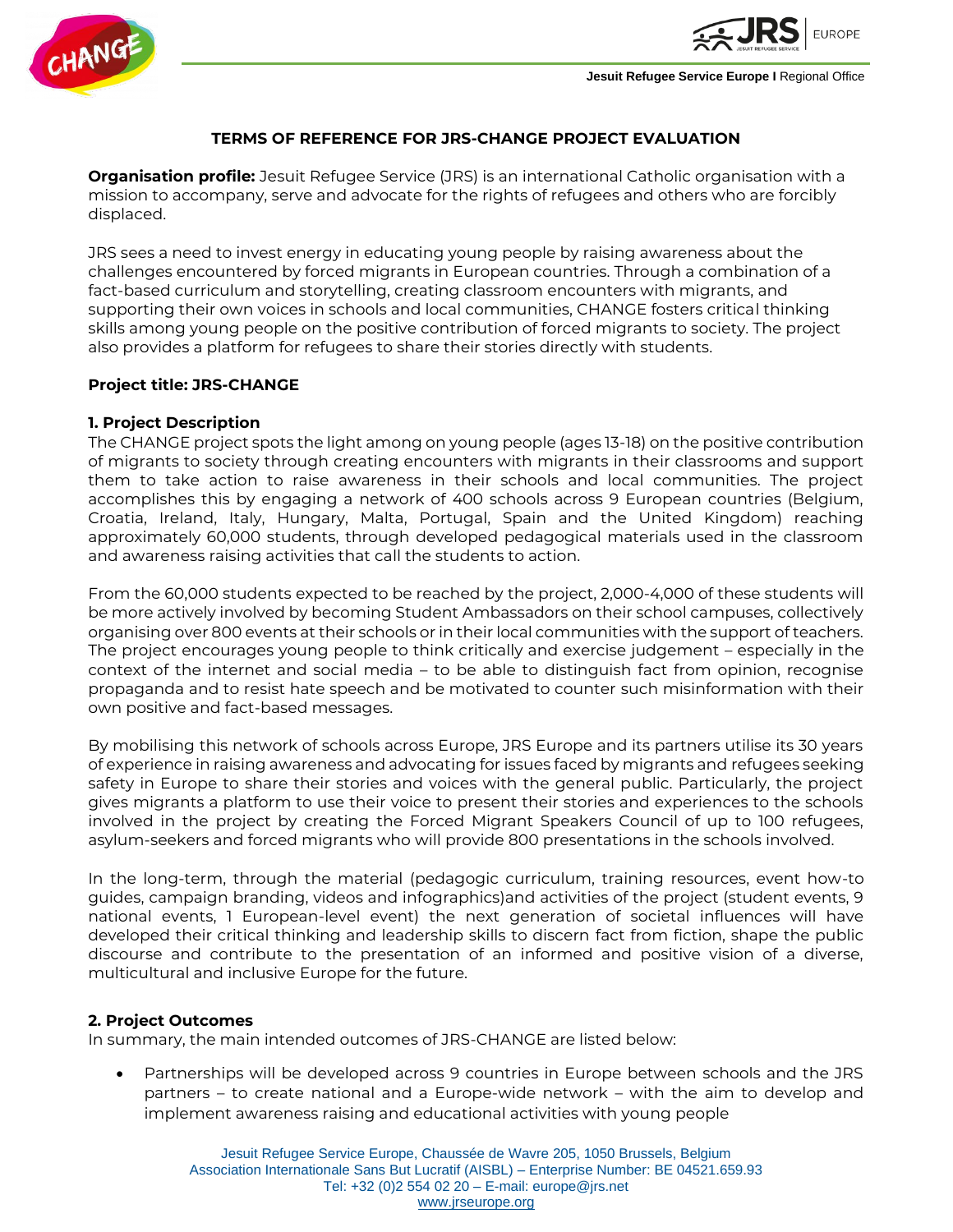**TERMS OF REFERENCE FOR JRS-CHANGE PROJECT EVALUATION**

**Organisation profile:** Jesuit Refugee Service (JRS) is an international Catholic organisation with a mission to accompany, serve and advocate for the rights of refugees and others who are forcibly displaced.

JRS sees a need to invest energy in educating young people by raising awareness about the challenges encountered by forced migrants in European countries. Through a combination of a fact-based curriculum and storytelling, creating classroom encounters with migrants, and supporting their own voices in schools and local communities, CHANGE fosters critical thinking skills among young people on the positive contribution of forced migrants to society. The project also provides a platform for refugees to share their stories directly with students.

**Project title: JRS-CHANGE**

**1. Project Description**

The CHANGE project spots the light among on young people (ages 13-18) on the positive contribution of migrants to society through creating encounters with migrants in their classrooms and support them to take action to raise awareness in their schools and local communities. The project accomplishes this by engaging a network of 400 schools across 9 European countries (Belgium, Croatia, Ireland, Italy, Hungary, Malta, Portugal, Spain and the United Kingdom) reaching approximately 60,000 students, through developed pedagogical materials used in the classroom and awareness raising activities that call the students to action.

From the 60,000 students expected to be reached by the project, 2,000-4,000 of these students will be more actively involved by becoming Student Ambassadors on their school campuses, collectively organising over 800 events at their schools or in their local communities with the support of teachers. The project encourages young people to think critically and exercise judgement – especially in the context of the internet and social media – to be able to distinguish fact from opinion, recognise propaganda and to resist hate speech and be motivated to counter such misinformation with their own positive and fact-based messages.

By mobilising this network of schools across Europe, JRS Europe and its partners utilise its 30 years of experience in raising awareness and advocating for issues faced by migrants and refugees seeking safety in Europe to share their stories and voices with the general public. Particularly, the project gives migrants a platform to use their voice to present their stories and experiences to the schools involved in the project by creating the Forced Migrant Speakers Council of up to 100 refugees, asylum-seekers and forced migrants who will provide 800 presentations in the schools involved.

In the long-term, through the material (pedagogic curriculum, training resources, event how-to guides, campaign branding, videos and infographics)and activities of the project (student events, 9 national events, 1 European-level event) the next generation of societal influences will have developed their critical thinking and leadership skills to discern fact from fiction, shape the public discourse and contribute to the presentation of an informed and positive vision of a diverse, multicultural and inclusive Europe for the future.

**2. Project Outcomes**

In summary, the main intended outcomes of JRS-CHANGE are listed below:

- Partnerships will be developed across 9 countries in Europe between schools and the JRS partners – to create national and a Europe-wide network – with the aim to develop and implement awareness raising and educational activities with young people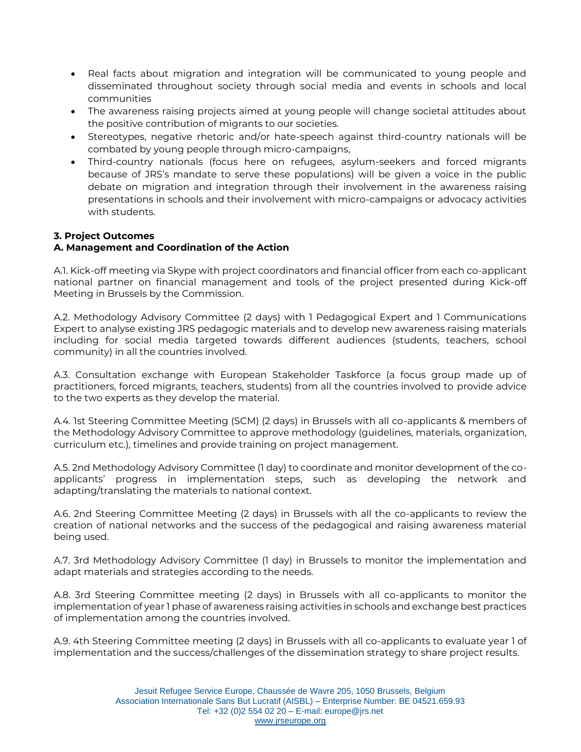- Real facts about migration and integration will be communicated to young people and disseminated throughout society through social media and events in schools and local communities
- The awareness raising projects aimed at young people will change societal attitudes about the positive contribution of migrants to our societies.
- Stereotypes, negative rhetoric and/or hate-speech against third-country nationals will be combated by young people through micro-campaigns,
- Third-country nationals (focus here on refugees, asylum-seekers and forced migrants because of JRS's mandate to serve these populations) will be given a voice in the public debate on migration and integration through their involvement in the awareness raising presentations in schools and their involvement with micro-campaigns or advocacy activities with students.

**3. Project Outcomes**
**A. Management and Coordination of the Action**

A.1. Kick-off meeting via Skype with project coordinators and financial officer from each co-applicant national partner on financial management and tools of the project presented during Kick-off Meeting in Brussels by the Commission.

A.2. Methodology Advisory Committee (2 days) with 1 Pedagogical Expert and 1 Communications Expert to analyse existing JRS pedagogic materials and to develop new awareness raising materials including for social media targeted towards different audiences (students, teachers, school community) in all the countries involved.

A.3. Consultation exchange with European Stakeholder Taskforce (a focus group made up of practitioners, forced migrants, teachers, students) from all the countries involved to provide advice to the two experts as they develop the material.

A.4. 1st Steering Committee Meeting (SCM) (2 days) in Brussels with all co-applicants & members of the Methodology Advisory Committee to approve methodology (guidelines, materials, organization, curriculum etc.), timelines and provide training on project management.

A.5. 2nd Methodology Advisory Committee (1 day) to coordinate and monitor development of the co-applicants' progress in implementation steps, such as developing the network and adapting/translating the materials to national context.

A.6. 2nd Steering Committee Meeting (2 days) in Brussels with all the co-applicants to review the creation of national networks and the success of the pedagogical and raising awareness material being used.

A.7. 3rd Methodology Advisory Committee (1 day) in Brussels to monitor the implementation and adapt materials and strategies according to the needs.

A.8. 3rd Steering Committee meeting (2 days) in Brussels with all co-applicants to monitor the implementation of year 1 phase of awareness raising activities in schools and exchange best practices of implementation among the countries involved.

A.9. 4th Steering Committee meeting (2 days) in Brussels with all co-applicants to evaluate year 1 of implementation and the success/challenges of the dissemination strategy to share project results.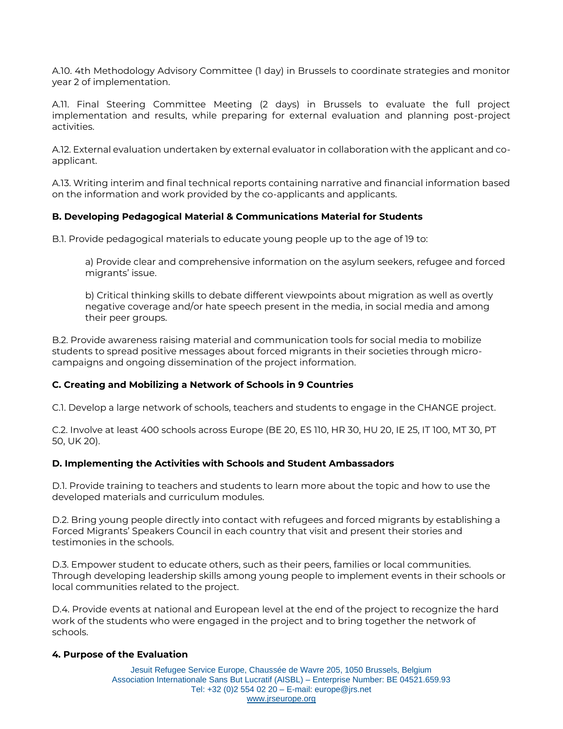A.10. 4th Methodology Advisory Committee (1 day) in Brussels to coordinate strategies and monitor year 2 of implementation.

A.11. Final Steering Committee Meeting (2 days) in Brussels to evaluate the full project implementation and results, while preparing for external evaluation and planning post-project activities.

A.12. External evaluation undertaken by external evaluator in collaboration with the applicant and co-applicant.

A.13. Writing interim and final technical reports containing narrative and financial information based on the information and work provided by the co-applicants and applicants.

**B. Developing Pedagogical Material & Communications Material for Students**

B.1. Provide pedagogical materials to educate young people up to the age of 19 to:

> a) Provide clear and comprehensive information on the asylum seekers, refugee and forced migrants' issue.
>
> b) Critical thinking skills to debate different viewpoints about migration as well as overtly negative coverage and/or hate speech present in the media, in social media and among their peer groups.

B.2. Provide awareness raising material and communication tools for social media to mobilize students to spread positive messages about forced migrants in their societies through micro-campaigns and ongoing dissemination of the project information.

**C. Creating and Mobilizing a Network of Schools in 9 Countries**

C.1. Develop a large network of schools, teachers and students to engage in the CHANGE project.

C.2. Involve at least 400 schools across Europe (BE 20, ES 110, HR 30, HU 20, IE 25, IT 100, MT 30, PT 50, UK 20).

**D. Implementing the Activities with Schools and Student Ambassadors**

D.1. Provide training to teachers and students to learn more about the topic and how to use the developed materials and curriculum modules.

D.2. Bring young people directly into contact with refugees and forced migrants by establishing a Forced Migrants' Speakers Council in each country that visit and present their stories and testimonies in the schools.

D.3. Empower student to educate others, such as their peers, families or local communities. Through developing leadership skills among young people to implement events in their schools or local communities related to the project.

D.4. Provide events at national and European level at the end of the project to recognize the hard work of the students who were engaged in the project and to bring together the network of schools.

**4. Purpose of the Evaluation**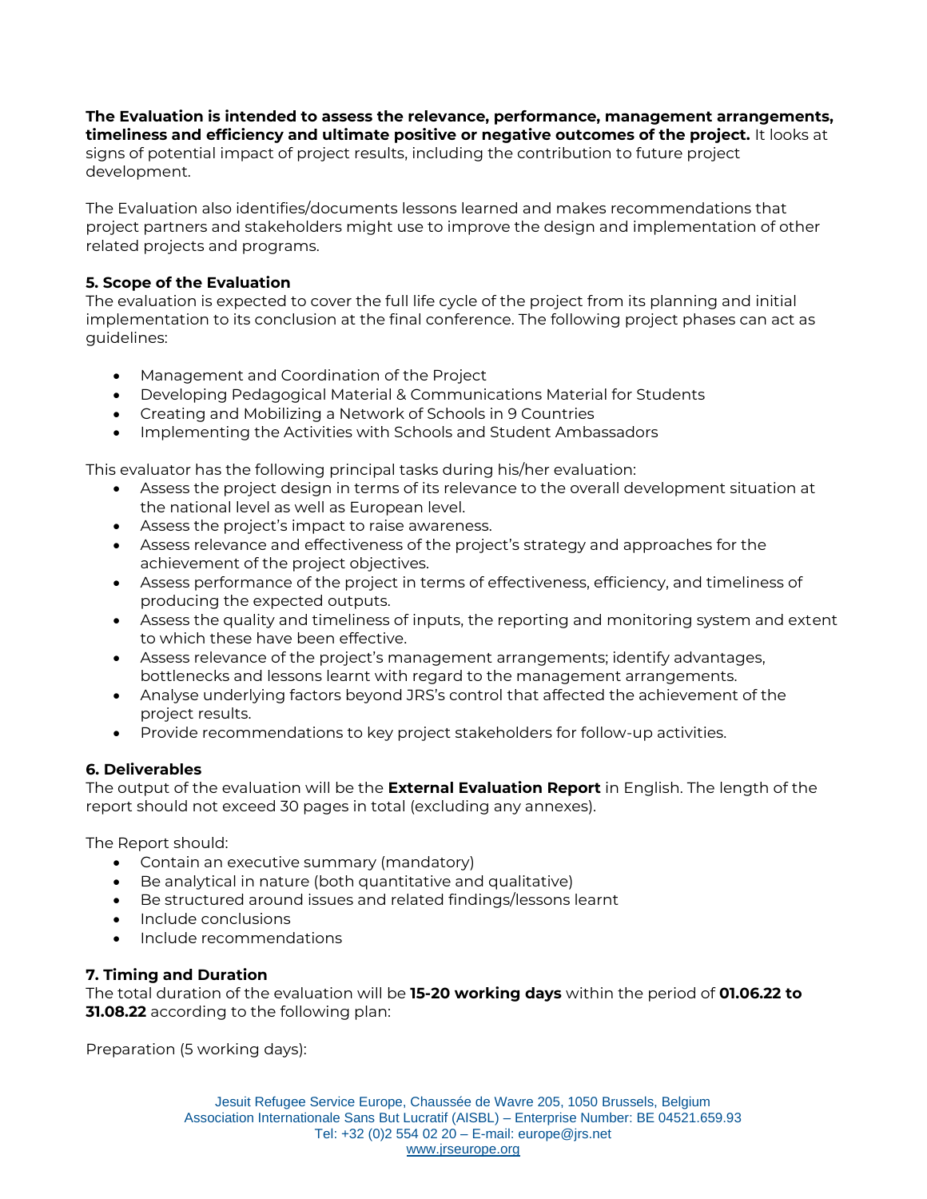**The Evaluation is intended to assess the relevance, performance, management arrangements, timeliness and efficiency and ultimate positive or negative outcomes of the project.** It looks at signs of potential impact of project results, including the contribution to future project development.

The Evaluation also identifies/documents lessons learned and makes recommendations that project partners and stakeholders might use to improve the design and implementation of other related projects and programs.

**5. Scope of the Evaluation**

The evaluation is expected to cover the full life cycle of the project from its planning and initial implementation to its conclusion at the final conference. The following project phases can act as guidelines:

- Management and Coordination of the Project
- Developing Pedagogical Material & Communications Material for Students
- Creating and Mobilizing a Network of Schools in 9 Countries
- Implementing the Activities with Schools and Student Ambassadors

This evaluator has the following principal tasks during his/her evaluation:

- Assess the project design in terms of its relevance to the overall development situation at the national level as well as European level.
- Assess the project's impact to raise awareness.
- Assess relevance and effectiveness of the project's strategy and approaches for the achievement of the project objectives.
- Assess performance of the project in terms of effectiveness, efficiency, and timeliness of producing the expected outputs.
- Assess the quality and timeliness of inputs, the reporting and monitoring system and extent to which these have been effective.
- Assess relevance of the project's management arrangements; identify advantages, bottlenecks and lessons learnt with regard to the management arrangements.
- Analyse underlying factors beyond JRS's control that affected the achievement of the project results.
- Provide recommendations to key project stakeholders for follow-up activities.

**6. Deliverables**

The output of the evaluation will be the **External Evaluation Report** in English. The length of the report should not exceed 30 pages in total (excluding any annexes).

The Report should:

- Contain an executive summary (mandatory)
- Be analytical in nature (both quantitative and qualitative)
- Be structured around issues and related findings/lessons learnt
- Include conclusions
- Include recommendations

**7. Timing and Duration**

The total duration of the evaluation will be **15-20 working days** within the period of **01.06.22 to 31.08.22** according to the following plan:

Preparation (5 working days):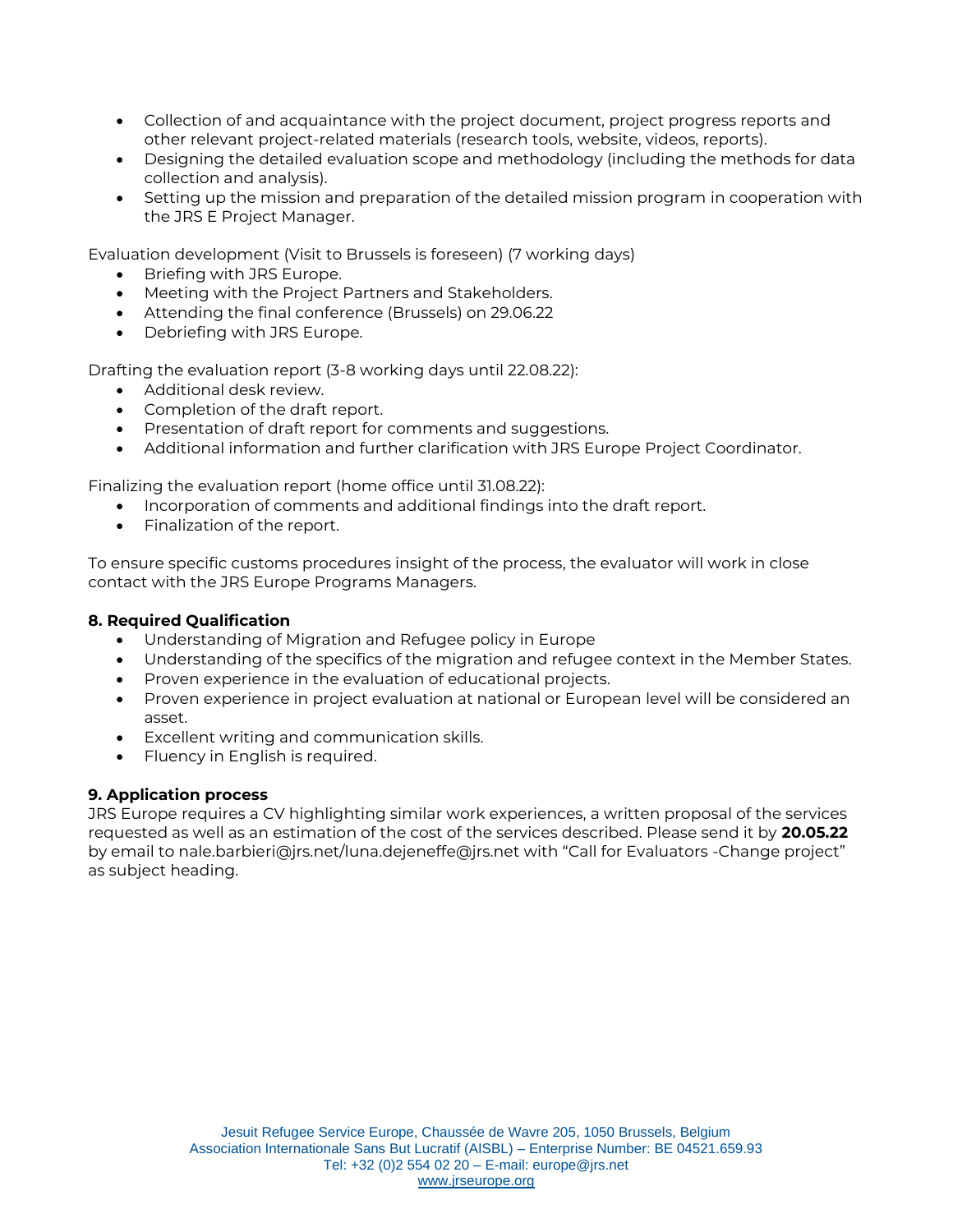- Collection of and acquaintance with the project document, project progress reports and other relevant project-related materials (research tools, website, videos, reports).
- Designing the detailed evaluation scope and methodology (including the methods for data collection and analysis).
- Setting up the mission and preparation of the detailed mission program in cooperation with the JRS E Project Manager.

Evaluation development (Visit to Brussels is foreseen) (7 working days)

- Briefing with JRS Europe.
- Meeting with the Project Partners and Stakeholders.
- Attending the final conference (Brussels) on 29.06.22
- Debriefing with JRS Europe.

Drafting the evaluation report (3-8 working days until 22.08.22):

- Additional desk review.
- Completion of the draft report.
- Presentation of draft report for comments and suggestions.
- Additional information and further clarification with JRS Europe Project Coordinator.

Finalizing the evaluation report (home office until 31.08.22):

- Incorporation of comments and additional findings into the draft report.
- Finalization of the report.

To ensure specific customs procedures insight of the process, the evaluator will work in close contact with the JRS Europe Programs Managers.

**8. Required Qualification**

- Understanding of Migration and Refugee policy in Europe
- Understanding of the specifics of the migration and refugee context in the Member States.
- Proven experience in the evaluation of educational projects.
- Proven experience in project evaluation at national or European level will be considered an asset.
- Excellent writing and communication skills.
- Fluency in English is required.

**9. Application process**

JRS Europe requires a CV highlighting similar work experiences, a written proposal of the services requested as well as an estimation of the cost of the services described. Please send it by **20.05.22** by email to nale.barbieri@jrs.net/luna.dejeneffe@jrs.net with "Call for Evaluators -Change project" as subject heading.

Jesuit Refugee Service Europe, Chaussée de Wavre 205, 1050 Brussels, Belgium
Association Internationale Sans But Lucratif (AISBL) – Enterprise Number: BE 04521.659.93
Tel: +32 (0)2 554 02 20 – E-mail: europe@jrs.net
www.jrseurope.org